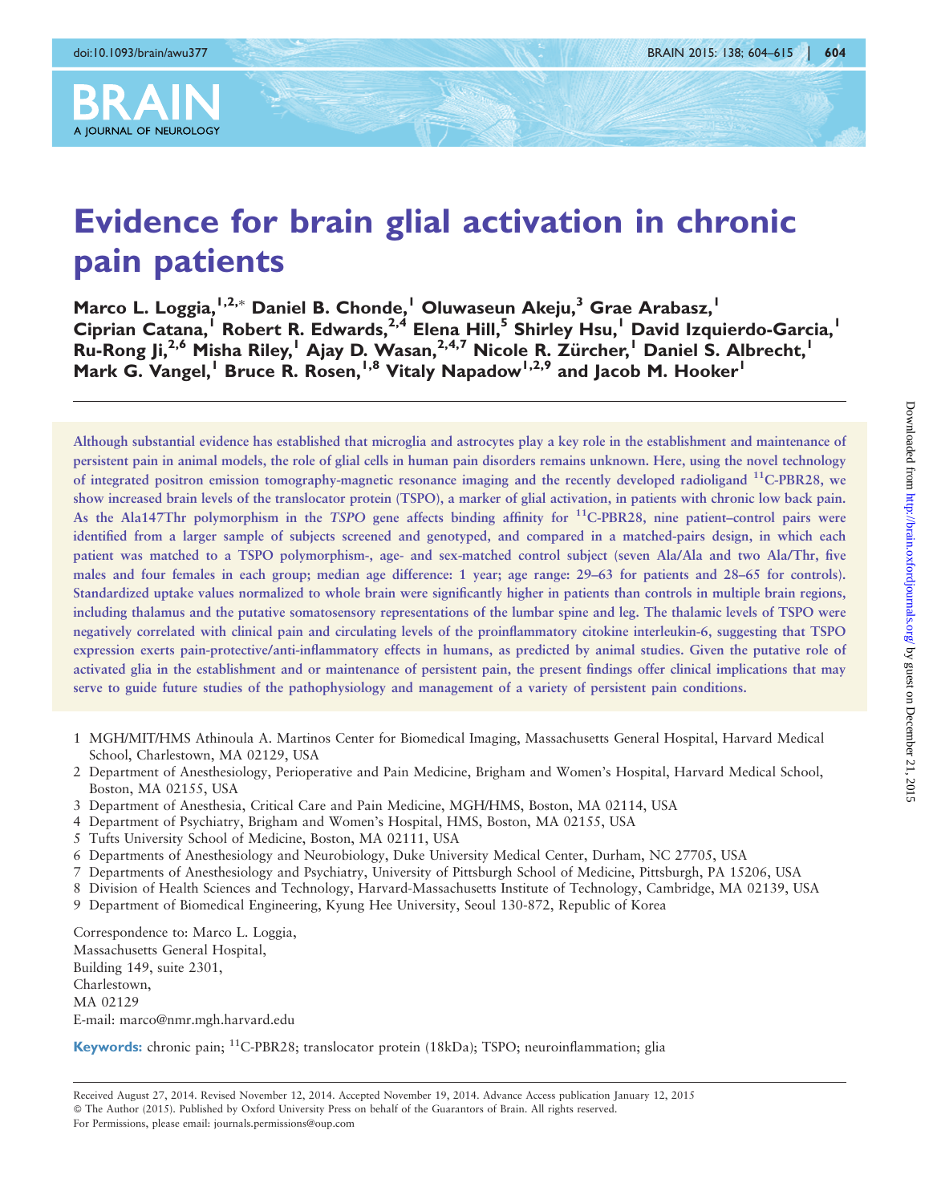# Evidence for brain glial activation in chronic pain patients

Marco L. Loggia,[1,2,*] Daniel B. Chonde,[1] Oluwaseun Akeju,[3] Grae Arabasz,[1] Ciprian Catana,[1] Robert R. Edwards,[2,4] Elena Hill,[5] Shirley Hsu,[1] David Izquierdo-Garcia,[1] Ru-Rong Ji,[2,6] Misha Riley,[1] Ajay D. Wasan,[2,4,7] Nicole R. Zürcher,[1] Daniel S. Albrecht,[1] Mark G. Vangel,[1] Bruce R. Rosen,[1,8] Vitaly Napadow[1,2,9] and Jacob M. Hooker[1]

Although substantial evidence has established that microglia and astrocytes play a key role in the establishment and maintenance of persistent pain in animal models, the role of glial cells in human pain disorders remains unknown. Here, using the novel technology of integrated positron emission tomography-magnetic resonance imaging and the recently developed radioligand $^{11}$C-PBR28, we show increased brain levels of the translocator protein (TSPO), a marker of glial activation, in patients with chronic low back pain. As the Ala147Thr polymorphism in the *TSPO* gene affects binding affinity for $^{11}$C-PBR28, nine patient–control pairs were identified from a larger sample of subjects screened and genotyped, and compared in a matched-pairs design, in which each patient was matched to a TSPO polymorphism-, age- and sex-matched control subject (seven Ala/Ala and two Ala/Thr, five males and four females in each group; median age difference: 1 year; age range: 29–63 for patients and 28–65 for controls). Standardized uptake values normalized to whole brain were significantly higher in patients than controls in multiple brain regions, including thalamus and the putative somatosensory representations of the lumbar spine and leg. The thalamic levels of TSPO were negatively correlated with clinical pain and circulating levels of the proinflammatory citokine interleukin-6, suggesting that TSPO expression exerts pain-protective/anti-inflammatory effects in humans, as predicted by animal studies. Given the putative role of activated glia in the establishment and or maintenance of persistent pain, the present findings offer clinical implications that may serve to guide future studies of the pathophysiology and management of a variety of persistent pain conditions.

1 MGH/MIT/HMS Athinoula A. Martinos Center for Biomedical Imaging, Massachusetts General Hospital, Harvard Medical School, Charlestown, MA 02129, USA
2 Department of Anesthesiology, Perioperative and Pain Medicine, Brigham and Women's Hospital, Harvard Medical School, Boston, MA 02155, USA
3 Department of Anesthesia, Critical Care and Pain Medicine, MGH/HMS, Boston, MA 02114, USA
4 Department of Psychiatry, Brigham and Women's Hospital, HMS, Boston, MA 02155, USA
5 Tufts University School of Medicine, Boston, MA 02111, USA
6 Departments of Anesthesiology and Neurobiology, Duke University Medical Center, Durham, NC 27705, USA
7 Departments of Anesthesiology and Psychiatry, University of Pittsburgh School of Medicine, Pittsburgh, PA 15206, USA
8 Division of Health Sciences and Technology, Harvard-Massachusetts Institute of Technology, Cambridge, MA 02139, USA
9 Department of Biomedical Engineering, Kyung Hee University, Seoul 130-872, Republic of Korea

Correspondence to: Marco L. Loggia,
Massachusetts General Hospital,
Building 149, suite 2301,
Charlestown,
MA 02129
E-mail: marco@nmr.mgh.harvard.edu

**Keywords:** chronic pain; $^{11}$C-PBR28; translocator protein (18kDa); TSPO; neuroinflammation; glia

Received August 27, 2014. Revised November 12, 2014. Accepted November 19, 2014. Advance Access publication January 12, 2015
© The Author (2015). Published by Oxford University Press on behalf of the Guarantors of Brain. All rights reserved.
For Permissions, please email: journals.permissions@oup.com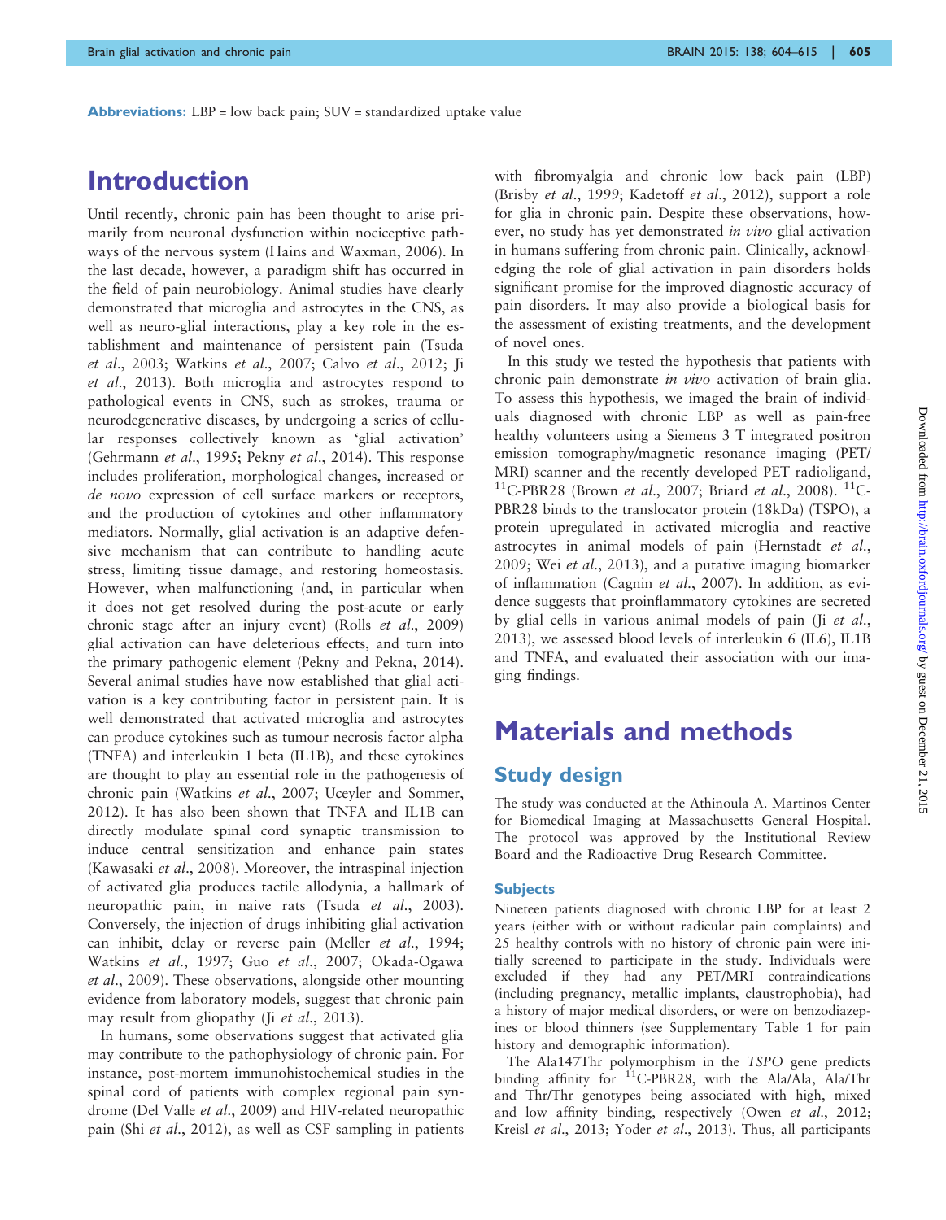**Abbreviations:** LBP = low back pain; SUV = standardized uptake value

# Introduction

Until recently, chronic pain has been thought to arise primarily from neuronal dysfunction within nociceptive pathways of the nervous system (Hains and Waxman, 2006). In the last decade, however, a paradigm shift has occurred in the field of pain neurobiology. Animal studies have clearly demonstrated that microglia and astrocytes in the CNS, as well as neuro-glial interactions, play a key role in the establishment and maintenance of persistent pain (Tsuda *et al*., 2003; Watkins *et al*., 2007; Calvo *et al*., 2012; Ji *et al*., 2013). Both microglia and astrocytes respond to pathological events in CNS, such as strokes, trauma or neurodegenerative diseases, by undergoing a series of cellular responses collectively known as 'glial activation' (Gehrmann *et al*., 1995; Pekny *et al*., 2014). This response includes proliferation, morphological changes, increased or *de novo* expression of cell surface markers or receptors, and the production of cytokines and other inflammatory mediators. Normally, glial activation is an adaptive defensive mechanism that can contribute to handling acute stress, limiting tissue damage, and restoring homeostasis. However, when malfunctioning (and, in particular when it does not get resolved during the post-acute or early chronic stage after an injury event) (Rolls *et al*., 2009) glial activation can have deleterious effects, and turn into the primary pathogenic element (Pekny and Pekna, 2014). Several animal studies have now established that glial activation is a key contributing factor in persistent pain. It is well demonstrated that activated microglia and astrocytes can produce cytokines such as tumour necrosis factor alpha (TNFA) and interleukin 1 beta (IL1B), and these cytokines are thought to play an essential role in the pathogenesis of chronic pain (Watkins *et al*., 2007; Uceyler and Sommer, 2012). It has also been shown that TNFA and IL1B can directly modulate spinal cord synaptic transmission to induce central sensitization and enhance pain states (Kawasaki *et al*., 2008). Moreover, the intraspinal injection of activated glia produces tactile allodynia, a hallmark of neuropathic pain, in naive rats (Tsuda *et al*., 2003). Conversely, the injection of drugs inhibiting glial activation can inhibit, delay or reverse pain (Meller *et al*., 1994; Watkins *et al*., 1997; Guo *et al*., 2007; Okada-Ogawa *et al*., 2009). These observations, alongside other mounting evidence from laboratory models, suggest that chronic pain may result from gliopathy (Ji *et al*., 2013).

In humans, some observations suggest that activated glia may contribute to the pathophysiology of chronic pain. For instance, post-mortem immunohistochemical studies in the spinal cord of patients with complex regional pain syndrome (Del Valle *et al*., 2009) and HIV-related neuropathic pain (Shi *et al*., 2012), as well as CSF sampling in patients with fibromyalgia and chronic low back pain (LBP) (Brisby *et al*., 1999; Kadetoff *et al*., 2012), support a role for glia in chronic pain. Despite these observations, however, no study has yet demonstrated *in vivo* glial activation in humans suffering from chronic pain. Clinically, acknowledging the role of glial activation in pain disorders holds significant promise for the improved diagnostic accuracy of pain disorders. It may also provide a biological basis for the assessment of existing treatments, and the development of novel ones.

In this study we tested the hypothesis that patients with chronic pain demonstrate *in vivo* activation of brain glia. To assess this hypothesis, we imaged the brain of individuals diagnosed with chronic LBP as well as pain-free healthy volunteers using a Siemens 3 T integrated positron emission tomography/magnetic resonance imaging (PET/MRI) scanner and the recently developed PET radioligand, $^{11}$C-PBR28 (Brown *et al*., 2007; Briard *et al*., 2008). $^{11}$C-PBR28 binds to the translocator protein (18kDa) (TSPO), a protein upregulated in activated microglia and reactive astrocytes in animal models of pain (Hernstadt *et al*., 2009; Wei *et al*., 2013), and a putative imaging biomarker of inflammation (Cagnin *et al*., 2007). In addition, as evidence suggests that proinflammatory cytokines are secreted by glial cells in various animal models of pain (Ji *et al*., 2013), we assessed blood levels of interleukin 6 (IL6), IL1B and TNFA, and evaluated their association with our imaging findings.

# Materials and methods

## Study design

The study was conducted at the Athinoula A. Martinos Center for Biomedical Imaging at Massachusetts General Hospital. The protocol was approved by the Institutional Review Board and the Radioactive Drug Research Committee.

### Subjects

Nineteen patients diagnosed with chronic LBP for at least 2 years (either with or without radicular pain complaints) and 25 healthy controls with no history of chronic pain were initially screened to participate in the study. Individuals were excluded if they had any PET/MRI contraindications (including pregnancy, metallic implants, claustrophobia), had a history of major medical disorders, or were on benzodiazepines or blood thinners (see Supplementary Table 1 for pain history and demographic information).

The Ala147Thr polymorphism in the *TSPO* gene predicts binding affinity for $^{11}$C-PBR28, with the Ala/Ala, Ala/Thr and Thr/Thr genotypes being associated with high, mixed and low affinity binding, respectively (Owen *et al*., 2012; Kreisl *et al*., 2013; Yoder *et al*., 2013). Thus, all participants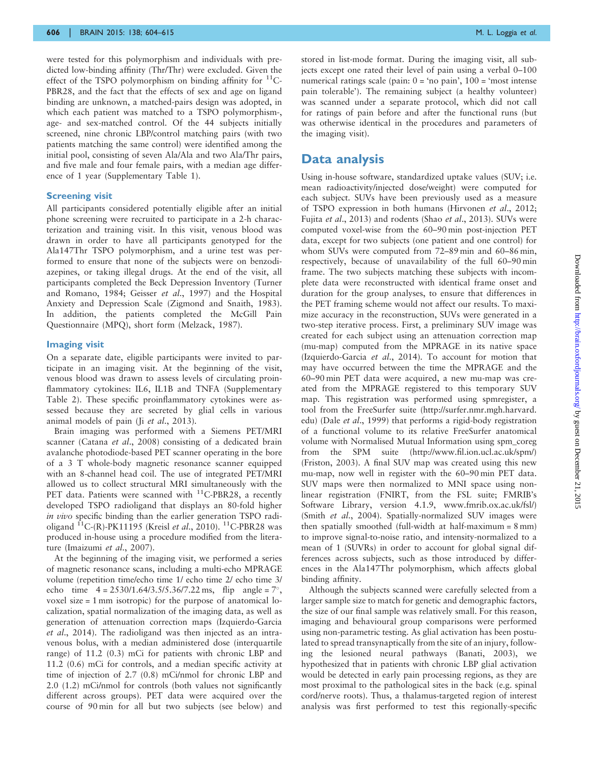were tested for this polymorphism and individuals with predicted low-binding affinity (Thr/Thr) were excluded. Given the effect of the TSPO polymorphism on binding affinity for $^{11}$C-PBR28, and the fact that the effects of sex and age on ligand binding are unknown, a matched-pairs design was adopted, in which each patient was matched to a TSPO polymorphism-, age- and sex-matched control. Of the 44 subjects initially screened, nine chronic LBP/control matching pairs (with two patients matching the same control) were identified among the initial pool, consisting of seven Ala/Ala and two Ala/Thr pairs, and five male and four female pairs, with a median age difference of 1 year (Supplementary Table 1).

### Screening visit

All participants considered potentially eligible after an initial phone screening were recruited to participate in a 2-h characterization and training visit. In this visit, venous blood was drawn in order to have all participants genotyped for the Ala147Thr TSPO polymorphism, and a urine test was performed to ensure that none of the subjects were on benzodiazepines, or taking illegal drugs. At the end of the visit, all participants completed the Beck Depression Inventory (Turner and Romano, 1984; Geisser *et al.*, 1997) and the Hospital Anxiety and Depression Scale (Zigmond and Snaith, 1983). In addition, the patients completed the McGill Pain Questionnaire (MPQ), short form (Melzack, 1987).

### Imaging visit

On a separate date, eligible participants were invited to participate in an imaging visit. At the beginning of the visit, venous blood was drawn to assess levels of circulating proinflammatory cytokines: IL6, IL1B and TNFA (Supplementary Table 2). These specific proinflammatory cytokines were assessed because they are secreted by glial cells in various animal models of pain (Ji *et al.*, 2013).

Brain imaging was performed with a Siemens PET/MRI scanner (Catana *et al.*, 2008) consisting of a dedicated brain avalanche photodiode-based PET scanner operating in the bore of a 3 T whole-body magnetic resonance scanner equipped with an 8-channel head coil. The use of integrated PET/MRI allowed us to collect structural MRI simultaneously with the PET data. Patients were scanned with $^{11}$C-PBR28, a recently developed TSPO radioligand that displays an 80-fold higher *in vivo* specific binding than the earlier generation TSPO radioligand $^{11}$C-(R)-PK11195 (Kreisl *et al.*, 2010). $^{11}$C-PBR28 was produced in-house using a procedure modified from the literature (Imaizumi *et al.*, 2007).

At the beginning of the imaging visit, we performed a series of magnetic resonance scans, including a multi-echo MPRAGE volume (repetition time/echo time 1/ echo time 2/ echo time 3/ echo time 4 = 2530/1.64/3.5/5.36/7.22 ms, flip angle = 7°, voxel size = 1 mm isotropic) for the purpose of anatomical localization, spatial normalization of the imaging data, as well as generation of attenuation correction maps (Izquierdo-Garcia *et al.*, 2014). The radioligand was then injected as an intravenous bolus, with a median administered dose (interquartile range) of 11.2 (0.3) mCi for patients with chronic LBP and 11.2 (0.6) mCi for controls, and a median specific activity at time of injection of 2.7 (0.8) mCi/nmol for chronic LBP and 2.0 (1.2) mCi/nmol for controls (both values not significantly different across groups). PET data were acquired over the course of 90 min for all but two subjects (see below) and stored in list-mode format. During the imaging visit, all subjects except one rated their level of pain using a verbal 0–100 numerical ratings scale (pain: 0 = 'no pain', 100 = 'most intense pain tolerable'). The remaining subject (a healthy volunteer) was scanned under a separate protocol, which did not call for ratings of pain before and after the functional runs (but was otherwise identical in the procedures and parameters of the imaging visit).

## Data analysis

Using in-house software, standardized uptake values (SUV; i.e. mean radioactivity/injected dose/weight) were computed for each subject. SUVs have been previously used as a measure of TSPO expression in both humans (Hirvonen *et al.*, 2012; Fujita *et al.*, 2013) and rodents (Shao *et al.*, 2013). SUVs were computed voxel-wise from the 60–90 min post-injection PET data, except for two subjects (one patient and one control) for whom SUVs were computed from 72–89 min and 60–86 min, respectively, because of unavailability of the full 60–90 min frame. The two subjects matching these subjects with incomplete data were reconstructed with identical frame onset and duration for the group analyses, to ensure that differences in the PET framing scheme would not affect our results. To maximize accuracy in the reconstruction, SUVs were generated in a two-step iterative process. First, a preliminary SUV image was created for each subject using an attenuation correction map (mu-map) computed from the MPRAGE in its native space (Izquierdo-Garcia *et al.*, 2014). To account for motion that may have occurred between the time the MPRAGE and the 60–90 min PET data were acquired, a new mu-map was created from the MPRAGE registered to this temporary SUV map. This registration was performed using spmregister, a tool from the FreeSurfer suite (http://surfer.nmr.mgh.harvard.edu) (Dale *et al.*, 1999) that performs a rigid-body registration of a functional volume to its relative FreeSurfer anatomical volume with Normalised Mutual Information using spm_coreg from the SPM suite (http://www.fil.ion.ucl.ac.uk/spm/) (Friston, 2003). A final SUV map was created using this new mu-map, now well in register with the 60–90 min PET data. SUV maps were then normalized to MNI space using nonlinear registration (FNIRT, from the FSL suite; FMRIB's Software Library, version 4.1.9, www.fmrib.ox.ac.uk/fsl/) (Smith *et al.*, 2004). Spatially-normalized SUV images were then spatially smoothed (full-width at half-maximum = 8 mm) to improve signal-to-noise ratio, and intensity-normalized to a mean of 1 (SUVRs) in order to account for global signal differences across subjects, such as those introduced by differences in the Ala147Thr polymorphism, which affects global binding affinity.

Although the subjects scanned were carefully selected from a larger sample size to match for genetic and demographic factors, the size of our final sample was relatively small. For this reason, imaging and behavioural group comparisons were performed using non-parametric testing. As glial activation has been postulated to spread transynaptically from the site of an injury, following the lesioned neural pathways (Banati, 2003), we hypothesized that in patients with chronic LBP glial activation would be detected in early pain processing regions, as they are most proximal to the pathological sites in the back (e.g. spinal cord/nerve roots). Thus, a thalamus-targeted region of interest analysis was first performed to test this regionally-specific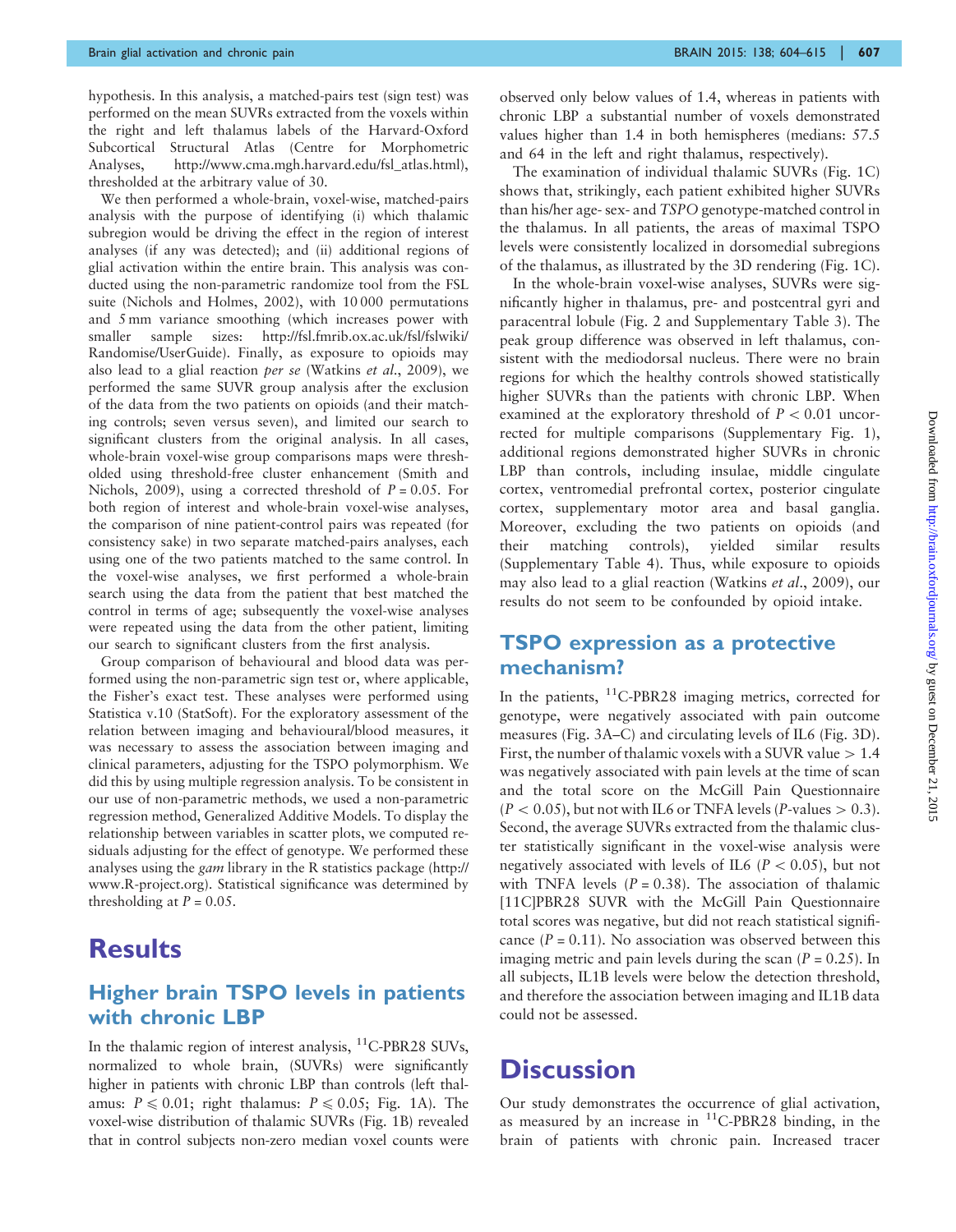hypothesis. In this analysis, a matched-pairs test (sign test) was performed on the mean SUVRs extracted from the voxels within the right and left thalamus labels of the Harvard-Oxford Subcortical Structural Atlas (Centre for Morphometric Analyses, http://www.cma.mgh.harvard.edu/fsl_atlas.html), thresholded at the arbitrary value of 30.

We then performed a whole-brain, voxel-wise, matched-pairs analysis with the purpose of identifying (i) which thalamic subregion would be driving the effect in the region of interest analyses (if any was detected); and (ii) additional regions of glial activation within the entire brain. This analysis was conducted using the non-parametric randomize tool from the FSL suite (Nichols and Holmes, 2002), with 10 000 permutations and 5 mm variance smoothing (which increases power with smaller sample sizes: http://fsl.fmrib.ox.ac.uk/fsl/fslwiki/Randomise/UserGuide). Finally, as exposure to opioids may also lead to a glial reaction *per se* (Watkins *et al*., 2009), we performed the same SUVR group analysis after the exclusion of the data from the two patients on opioids (and their matching controls; seven versus seven), and limited our search to significant clusters from the original analysis. In all cases, whole-brain voxel-wise group comparisons maps were thresholded using threshold-free cluster enhancement (Smith and Nichols, 2009), using a corrected threshold of $P = 0.05$. For both region of interest and whole-brain voxel-wise analyses, the comparison of nine patient-control pairs was repeated (for consistency sake) in two separate matched-pairs analyses, each using one of the two patients matched to the same control. In the voxel-wise analyses, we first performed a whole-brain search using the data from the patient that best matched the control in terms of age; subsequently the voxel-wise analyses were repeated using the data from the other patient, limiting our search to significant clusters from the first analysis.

Group comparison of behavioural and blood data was performed using the non-parametric sign test or, where applicable, the Fisher's exact test. These analyses were performed using Statistica v.10 (StatSoft). For the exploratory assessment of the relation between imaging and behavioural/blood measures, it was necessary to assess the association between imaging and clinical parameters, adjusting for the TSPO polymorphism. We did this by using multiple regression analysis. To be consistent in our use of non-parametric methods, we used a non-parametric regression method, Generalized Additive Models. To display the relationship between variables in scatter plots, we computed residuals adjusting for the effect of genotype. We performed these analyses using the *gam* library in the R statistics package (http://www.R-project.org). Statistical significance was determined by thresholding at $P = 0.05$.

# Results

## Higher brain TSPO levels in patients with chronic LBP

In the thalamic region of interest analysis, $^{11}$C-PBR28 SUVs, normalized to whole brain, (SUVRs) were significantly higher in patients with chronic LBP than controls (left thalamus: $P \leqslant 0.01$; right thalamus: $P \leqslant 0.05$; Fig. 1A). The voxel-wise distribution of thalamic SUVRs (Fig. 1B) revealed that in control subjects non-zero median voxel counts were observed only below values of 1.4, whereas in patients with chronic LBP a substantial number of voxels demonstrated values higher than 1.4 in both hemispheres (medians: 57.5 and 64 in the left and right thalamus, respectively).

The examination of individual thalamic SUVRs (Fig. 1C) shows that, strikingly, each patient exhibited higher SUVRs than his/her age- sex- and *TSPO* genotype-matched control in the thalamus. In all patients, the areas of maximal TSPO levels were consistently localized in dorsomedial subregions of the thalamus, as illustrated by the 3D rendering (Fig. 1C).

In the whole-brain voxel-wise analyses, SUVRs were significantly higher in thalamus, pre- and postcentral gyri and paracentral lobule (Fig. 2 and Supplementary Table 3). The peak group difference was observed in left thalamus, consistent with the mediodorsal nucleus. There were no brain regions for which the healthy controls showed statistically higher SUVRs than the patients with chronic LBP. When examined at the exploratory threshold of $P < 0.01$ uncorrected for multiple comparisons (Supplementary Fig. 1), additional regions demonstrated higher SUVRs in chronic LBP than controls, including insulae, middle cingulate cortex, ventromedial prefrontal cortex, posterior cingulate cortex, supplementary motor area and basal ganglia. Moreover, excluding the two patients on opioids (and their matching controls), yielded similar results (Supplementary Table 4). Thus, while exposure to opioids may also lead to a glial reaction (Watkins *et al*., 2009), our results do not seem to be confounded by opioid intake.

## TSPO expression as a protective mechanism?

In the patients, $^{11}$C-PBR28 imaging metrics, corrected for genotype, were negatively associated with pain outcome measures (Fig. 3A–C) and circulating levels of IL6 (Fig. 3D). First, the number of thalamic voxels with a SUVR value $> 1.4$ was negatively associated with pain levels at the time of scan and the total score on the McGill Pain Questionnaire ($P < 0.05$), but not with IL6 or TNFA levels ($P$-values $> 0.3$). Second, the average SUVRs extracted from the thalamic cluster statistically significant in the voxel-wise analysis were negatively associated with levels of IL6 ($P < 0.05$), but not with TNFA levels ($P = 0.38$). The association of thalamic [11C]PBR28 SUVR with the McGill Pain Questionnaire total scores was negative, but did not reach statistical significance ($P = 0.11$). No association was observed between this imaging metric and pain levels during the scan ($P = 0.25$). In all subjects, IL1B levels were below the detection threshold, and therefore the association between imaging and IL1B data could not be assessed.

# Discussion

Our study demonstrates the occurrence of glial activation, as measured by an increase in $^{11}$C-PBR28 binding, in the brain of patients with chronic pain. Increased tracer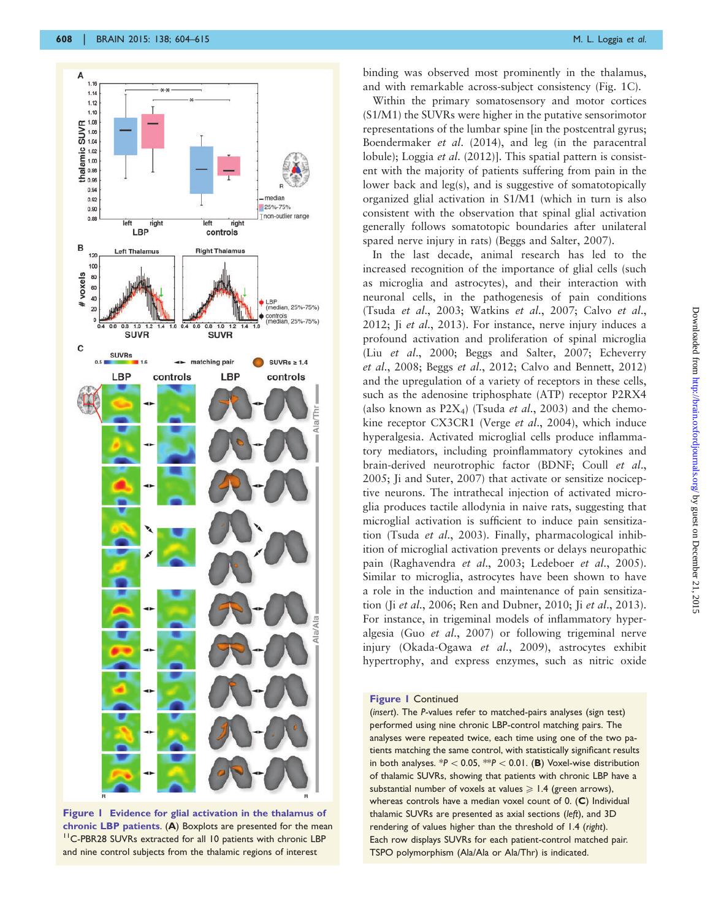**Figure 1 Evidence for glial activation in the thalamus of chronic LBP patients.** (**A**) Boxplots are presented for the mean [11]C-PBR28 SUVRs extracted for all 10 patients with chronic LBP and nine control subjects from the thalamic regions of interest (*insert*). The *P*-values refer to matched-pairs analyses (sign test) performed using nine chronic LBP-control matching pairs. The analyses were repeated twice, each time using one of the two patients matching the same control, with statistically significant results in both analyses. *$P < 0.05$, **$P < 0.01$. (**B**) Voxel-wise distribution of thalamic SUVRs, showing that patients with chronic LBP have a substantial number of voxels at values $\geq 1.4$ (green arrows), whereas controls have a median voxel count of 0. (**C**) Individual thalamic SUVRs are presented as axial sections (*left*), and 3D rendering of values higher than the threshold of 1.4 (*right*). Each row displays SUVRs for each patient-control matched pair. TSPO polymorphism (Ala/Ala or Ala/Thr) is indicated.

binding was observed most prominently in the thalamus, and with remarkable across-subject consistency (Fig. 1C).

Within the primary somatosensory and motor cortices (S1/M1) the SUVRs were higher in the putative sensorimotor representations of the lumbar spine [in the postcentral gyrus; Boendermaker *et al.* (2014), and leg (in the paracentral lobule); Loggia *et al.* (2012)]. This spatial pattern is consistent with the majority of patients suffering from pain in the lower back and leg(s), and is suggestive of somatotopically organized glial activation in S1/M1 (which in turn is also consistent with the observation that spinal glial activation generally follows somatotopic boundaries after unilateral spared nerve injury in rats) (Beggs and Salter, 2007).

In the last decade, animal research has led to the increased recognition of the importance of glial cells (such as microglia and astrocytes), and their interaction with neuronal cells, in the pathogenesis of pain conditions (Tsuda *et al.*, 2003; Watkins *et al.*, 2007; Calvo *et al.*, 2012; Ji *et al.*, 2013). For instance, nerve injury induces a profound activation and proliferation of spinal microglia (Liu *et al.*, 2000; Beggs and Salter, 2007; Echeverry *et al.*, 2008; Beggs *et al.*, 2012; Calvo and Bennett, 2012) and the upregulation of a variety of receptors in these cells, such as the adenosine triphosphate (ATP) receptor P2RX4 (also known as $P2X_4$) (Tsuda *et al.*, 2003) and the chemokine receptor CX3CR1 (Verge *et al.*, 2004), which induce hyperalgesia. Activated microglial cells produce inflammatory mediators, including proinflammatory cytokines and brain-derived neurotrophic factor (BDNF; Coull *et al.*, 2005; Ji and Suter, 2007) that activate or sensitize nociceptive neurons. The intrathecal injection of activated microglia produces tactile allodynia in naive rats, suggesting that microglial activation is sufficient to induce pain sensitization (Tsuda *et al.*, 2003). Finally, pharmacological inhibition of microglial activation prevents or delays neuropathic pain (Raghavendra *et al.*, 2003; Ledeboer *et al.*, 2005). Similar to microglia, astrocytes have been shown to have a role in the induction and maintenance of pain sensitization (Ji *et al.*, 2006; Ren and Dubner, 2010; Ji *et al.*, 2013). For instance, in trigeminal models of inflammatory hyperalgesia (Guo *et al.*, 2007) or following trigeminal nerve injury (Okada-Ogawa *et al.*, 2009), astrocytes exhibit hypertrophy, and express enzymes, such as nitric oxide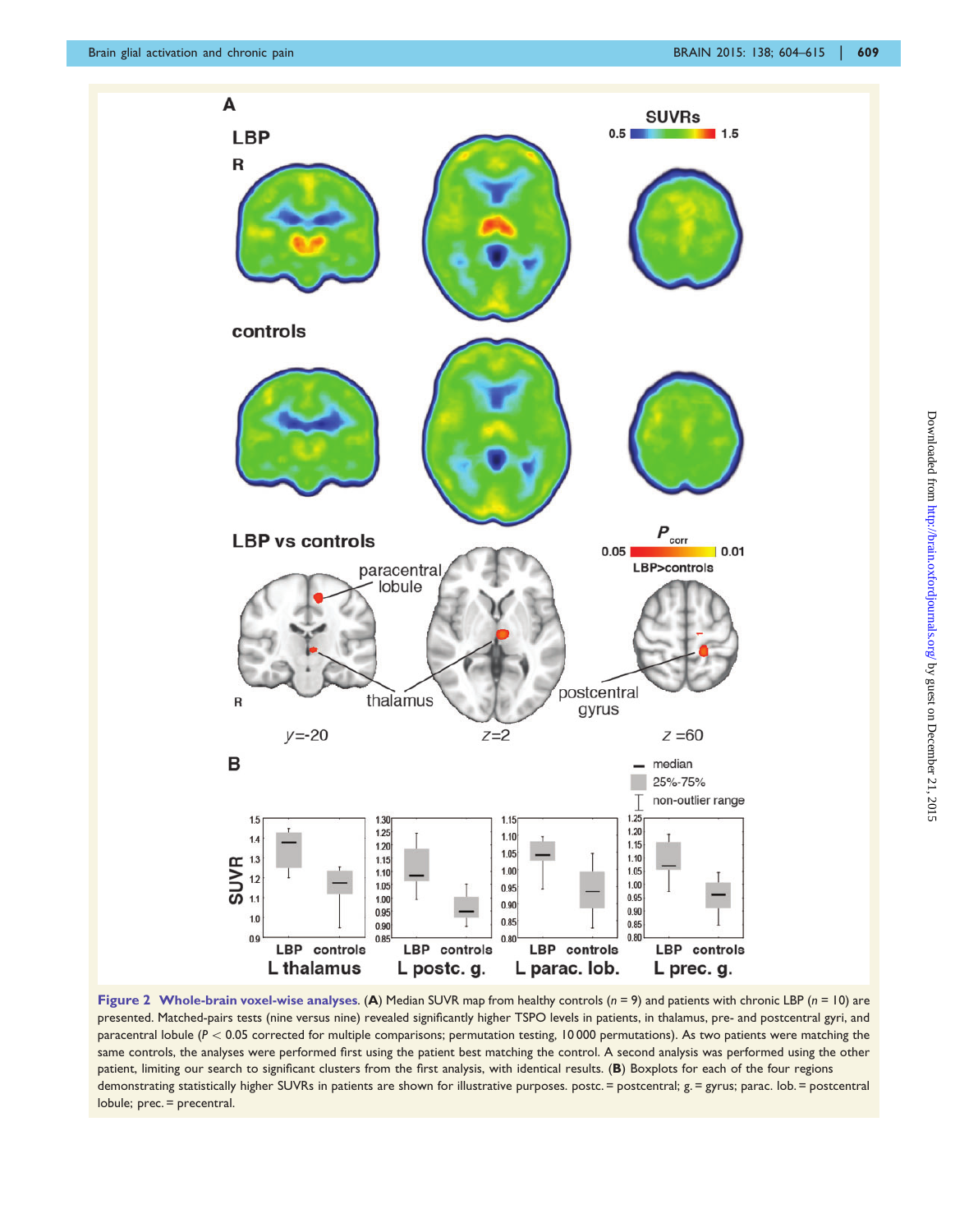**Figure 2 Whole-brain voxel-wise analyses.** (**A**) Median SUVR map from healthy controls ($n$ = 9) and patients with chronic LBP ($n$ = 10) are presented. Matched-pairs tests (nine versus nine) revealed significantly higher TSPO levels in patients, in thalamus, pre- and postcentral gyri, and paracentral lobule ($P$ < 0.05 corrected for multiple comparisons; permutation testing, 10 000 permutations). As two patients were matching the same controls, the analyses were performed first using the patient best matching the control. A second analysis was performed using the other patient, limiting our search to significant clusters from the first analysis, with identical results. (**B**) Boxplots for each of the four regions demonstrating statistically higher SUVRs in patients are shown for illustrative purposes. postc. = postcentral; g. = gyrus; parac. lob. = postcentral lobule; prec. = precentral.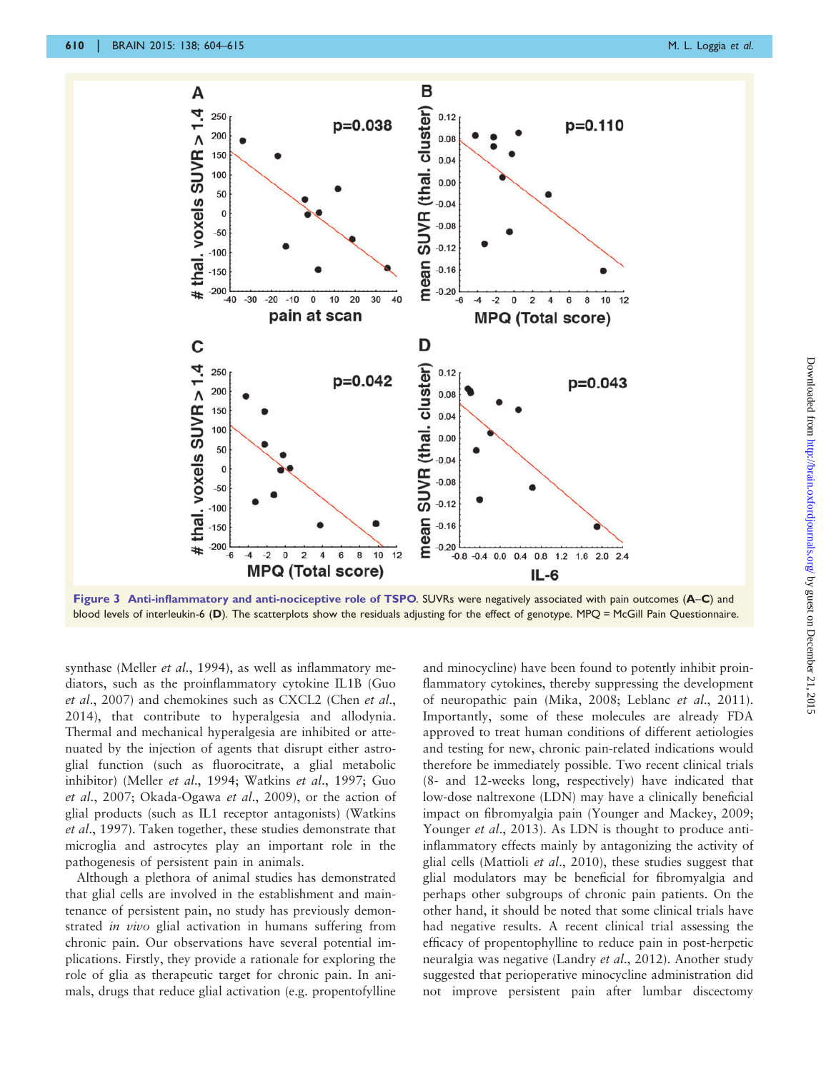**Figure 3 Anti-inflammatory and anti-nociceptive role of TSPO.** SUVRs were negatively associated with pain outcomes (**A**–**C**) and blood levels of interleukin-6 (**D**). The scatterplots show the residuals adjusting for the effect of genotype. MPQ = McGill Pain Questionnaire.

synthase (Meller *et al*., 1994), as well as inflammatory mediators, such as the proinflammatory cytokine IL1B (Guo *et al*., 2007) and chemokines such as CXCL2 (Chen *et al*., 2014), that contribute to hyperalgesia and allodynia. Thermal and mechanical hyperalgesia are inhibited or attenuated by the injection of agents that disrupt either astroglial function (such as fluorocitrate, a glial metabolic inhibitor) (Meller *et al*., 1994; Watkins *et al*., 1997; Guo *et al*., 2007; Okada-Ogawa *et al*., 2009), or the action of glial products (such as IL1 receptor antagonists) (Watkins *et al*., 1997). Taken together, these studies demonstrate that microglia and astrocytes play an important role in the pathogenesis of persistent pain in animals.

Although a plethora of animal studies has demonstrated that glial cells are involved in the establishment and maintenance of persistent pain, no study has previously demonstrated *in vivo* glial activation in humans suffering from chronic pain. Our observations have several potential implications. Firstly, they provide a rationale for exploring the role of glia as therapeutic target for chronic pain. In animals, drugs that reduce glial activation (e.g. propentofylline and minocycline) have been found to potently inhibit proinflammatory cytokines, thereby suppressing the development of neuropathic pain (Mika, 2008; Leblanc *et al*., 2011). Importantly, some of these molecules are already FDA approved to treat human conditions of different aetiologies and testing for new, chronic pain-related indications would therefore be immediately possible. Two recent clinical trials (8- and 12-weeks long, respectively) have indicated that low-dose naltrexone (LDN) may have a clinically beneficial impact on fibromyalgia pain (Younger and Mackey, 2009; Younger *et al*., 2013). As LDN is thought to produce anti-inflammatory effects mainly by antagonizing the activity of glial cells (Mattioli *et al*., 2010), these studies suggest that glial modulators may be beneficial for fibromyalgia and perhaps other subgroups of chronic pain patients. On the other hand, it should be noted that some clinical trials have had negative results. A recent clinical trial assessing the efficacy of propentophylline to reduce pain in post-herpetic neuralgia was negative (Landry *et al*., 2012). Another study suggested that perioperative minocycline administration did not improve persistent pain after lumbar discectomy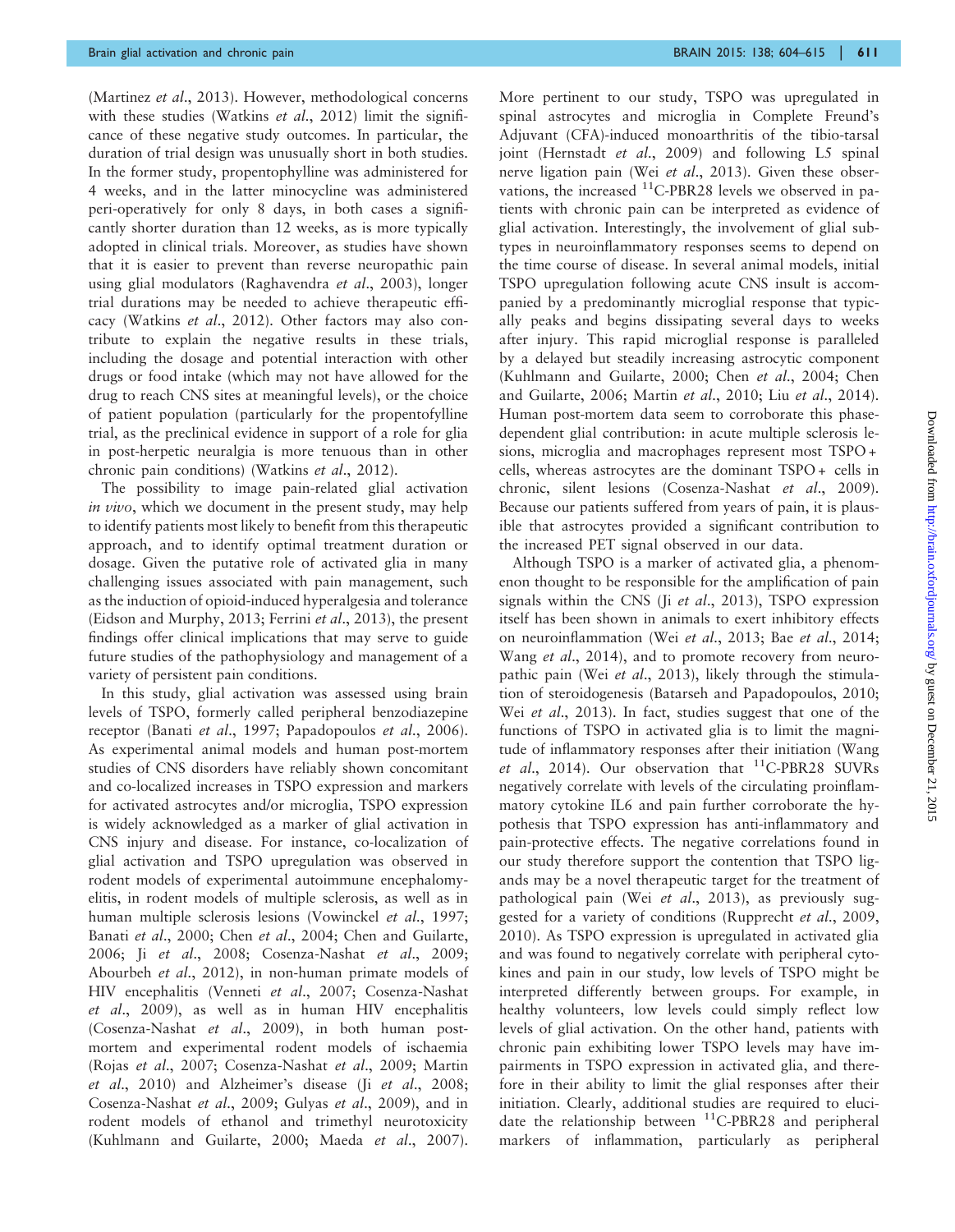(Martinez *et al.*, 2013). However, methodological concerns with these studies (Watkins *et al.*, 2012) limit the significance of these negative study outcomes. In particular, the duration of trial design was unusually short in both studies. In the former study, propentophylline was administered for 4 weeks, and in the latter minocycline was administered peri-operatively for only 8 days, in both cases a significantly shorter duration than 12 weeks, as is more typically adopted in clinical trials. Moreover, as studies have shown that it is easier to prevent than reverse neuropathic pain using glial modulators (Raghavendra *et al.*, 2003), longer trial durations may be needed to achieve therapeutic efficacy (Watkins *et al.*, 2012). Other factors may also contribute to explain the negative results in these trials, including the dosage and potential interaction with other drugs or food intake (which may not have allowed for the drug to reach CNS sites at meaningful levels), or the choice of patient population (particularly for the propentofylline trial, as the preclinical evidence in support of a role for glia in post-herpetic neuralgia is more tenuous than in other chronic pain conditions) (Watkins *et al.*, 2012).

The possibility to image pain-related glial activation *in vivo*, which we document in the present study, may help to identify patients most likely to benefit from this therapeutic approach, and to identify optimal treatment duration or dosage. Given the putative role of activated glia in many challenging issues associated with pain management, such as the induction of opioid-induced hyperalgesia and tolerance (Eidson and Murphy, 2013; Ferrini *et al.*, 2013), the present findings offer clinical implications that may serve to guide future studies of the pathophysiology and management of a variety of persistent pain conditions.

In this study, glial activation was assessed using brain levels of TSPO, formerly called peripheral benzodiazepine receptor (Banati *et al.*, 1997; Papadopoulos *et al.*, 2006). As experimental animal models and human post-mortem studies of CNS disorders have reliably shown concomitant and co-localized increases in TSPO expression and markers for activated astrocytes and/or microglia, TSPO expression is widely acknowledged as a marker of glial activation in CNS injury and disease. For instance, co-localization of glial activation and TSPO upregulation was observed in rodent models of experimental autoimmune encephalomyelitis, in rodent models of multiple sclerosis, as well as in human multiple sclerosis lesions (Vowinckel *et al.*, 1997; Banati *et al.*, 2000; Chen *et al.*, 2004; Chen and Guilarte, 2006; Ji *et al.*, 2008; Cosenza-Nashat *et al.*, 2009; Abourbeh *et al.*, 2012), in non-human primate models of HIV encephalitis (Venneti *et al.*, 2007; Cosenza-Nashat *et al.*, 2009), as well as in human HIV encephalitis (Cosenza-Nashat *et al.*, 2009), in both human post-mortem and experimental rodent models of ischaemia (Rojas *et al.*, 2007; Cosenza-Nashat *et al.*, 2009; Martin *et al.*, 2010) and Alzheimer's disease (Ji *et al.*, 2008; Cosenza-Nashat *et al.*, 2009; Gulyas *et al.*, 2009), and in rodent models of ethanol and trimethyl neurotoxicity (Kuhlmann and Guilarte, 2000; Maeda *et al.*, 2007). More pertinent to our study, TSPO was upregulated in spinal astrocytes and microglia in Complete Freund's Adjuvant (CFA)-induced monoarthritis of the tibio-tarsal joint (Hernstadt *et al.*, 2009) and following L5 spinal nerve ligation pain (Wei *et al.*, 2013). Given these observations, the increased $^{11}$C-PBR28 levels we observed in patients with chronic pain can be interpreted as evidence of glial activation. Interestingly, the involvement of glial subtypes in neuroinflammatory responses seems to depend on the time course of disease. In several animal models, initial TSPO upregulation following acute CNS insult is accompanied by a predominantly microglial response that typically peaks and begins dissipating several days to weeks after injury. This rapid microglial response is paralleled by a delayed but steadily increasing astrocytic component (Kuhlmann and Guilarte, 2000; Chen *et al.*, 2004; Chen and Guilarte, 2006; Martin *et al.*, 2010; Liu *et al.*, 2014). Human post-mortem data seem to corroborate this phase-dependent glial contribution: in acute multiple sclerosis lesions, microglia and macrophages represent most TSPO+ cells, whereas astrocytes are the dominant TSPO+ cells in chronic, silent lesions (Cosenza-Nashat *et al.*, 2009). Because our patients suffered from years of pain, it is plausible that astrocytes provided a significant contribution to the increased PET signal observed in our data.

Although TSPO is a marker of activated glia, a phenomenon thought to be responsible for the amplification of pain signals within the CNS (Ji *et al.*, 2013), TSPO expression itself has been shown in animals to exert inhibitory effects on neuroinflammation (Wei *et al.*, 2013; Bae *et al.*, 2014; Wang *et al.*, 2014), and to promote recovery from neuropathic pain (Wei *et al.*, 2013), likely through the stimulation of steroidogenesis (Batarseh and Papadopoulos, 2010; Wei *et al.*, 2013). In fact, studies suggest that one of the functions of TSPO in activated glia is to limit the magnitude of inflammatory responses after their initiation (Wang *et al.*, 2014). Our observation that $^{11}$C-PBR28 SUVRs negatively correlate with levels of the circulating proinflammatory cytokine IL6 and pain further corroborate the hypothesis that TSPO expression has anti-inflammatory and pain-protective effects. The negative correlations found in our study therefore support the contention that TSPO ligands may be a novel therapeutic target for the treatment of pathological pain (Wei *et al.*, 2013), as previously suggested for a variety of conditions (Rupprecht *et al.*, 2009, 2010). As TSPO expression is upregulated in activated glia and was found to negatively correlate with peripheral cytokines and pain in our study, low levels of TSPO might be interpreted differently between groups. For example, in healthy volunteers, low levels could simply reflect low levels of glial activation. On the other hand, patients with chronic pain exhibiting lower TSPO levels may have impairments in TSPO expression in activated glia, and therefore in their ability to limit the glial responses after their initiation. Clearly, additional studies are required to elucidate the relationship between $^{11}$C-PBR28 and peripheral markers of inflammation, particularly as peripheral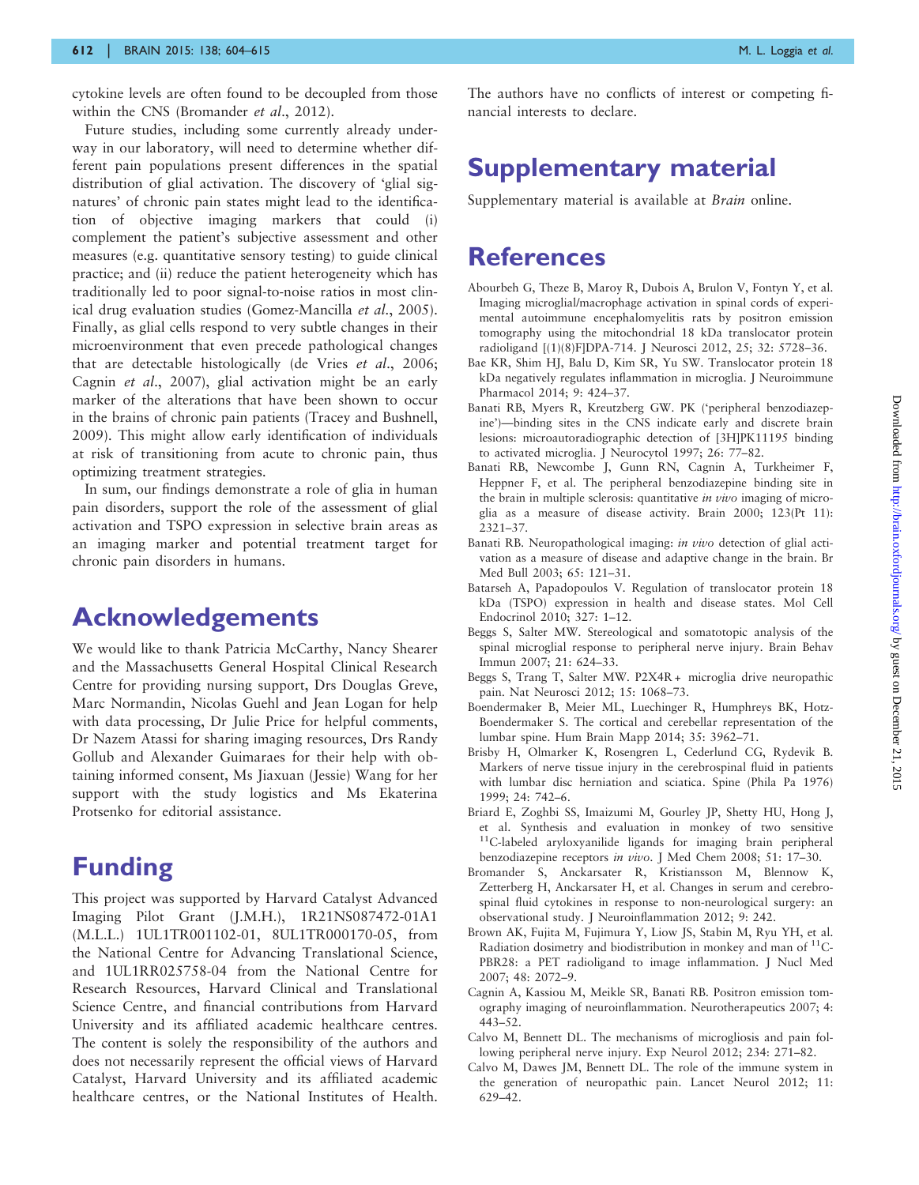cytokine levels are often found to be decoupled from those within the CNS (Bromander *et al*., 2012).

Future studies, including some currently already underway in our laboratory, will need to determine whether different pain populations present differences in the spatial distribution of glial activation. The discovery of 'glial signatures' of chronic pain states might lead to the identification of objective imaging markers that could (i) complement the patient's subjective assessment and other measures (e.g. quantitative sensory testing) to guide clinical practice; and (ii) reduce the patient heterogeneity which has traditionally led to poor signal-to-noise ratios in most clinical drug evaluation studies (Gomez-Mancilla *et al*., 2005). Finally, as glial cells respond to very subtle changes in their microenvironment that even precede pathological changes that are detectable histologically (de Vries *et al*., 2006; Cagnin *et al*., 2007), glial activation might be an early marker of the alterations that have been shown to occur in the brains of chronic pain patients (Tracey and Bushnell, 2009). This might allow early identification of individuals at risk of transitioning from acute to chronic pain, thus optimizing treatment strategies.

In sum, our findings demonstrate a role of glia in human pain disorders, support the role of the assessment of glial activation and TSPO expression in selective brain areas as an imaging marker and potential treatment target for chronic pain disorders in humans.

# Acknowledgements

We would like to thank Patricia McCarthy, Nancy Shearer and the Massachusetts General Hospital Clinical Research Centre for providing nursing support, Drs Douglas Greve, Marc Normandin, Nicolas Guehl and Jean Logan for help with data processing, Dr Julie Price for helpful comments, Dr Nazem Atassi for sharing imaging resources, Drs Randy Gollub and Alexander Guimaraes for their help with obtaining informed consent, Ms Jiaxuan (Jessie) Wang for her support with the study logistics and Ms Ekaterina Protsenko for editorial assistance.

# Funding

This project was supported by Harvard Catalyst Advanced Imaging Pilot Grant (J.M.H.), 1R21NS087472-01A1 (M.L.L.) 1UL1TR001102-01, 8UL1TR000170-05, from the National Centre for Advancing Translational Science, and 1UL1RR025758-04 from the National Centre for Research Resources, Harvard Clinical and Translational Science Centre, and financial contributions from Harvard University and its affiliated academic healthcare centres. The content is solely the responsibility of the authors and does not necessarily represent the official views of Harvard Catalyst, Harvard University and its affiliated academic healthcare centres, or the National Institutes of Health. The authors have no conflicts of interest or competing financial interests to declare.

# Supplementary material

Supplementary material is available at *Brain* online.

# References

Abourbeh G, Theze B, Maroy R, Dubois A, Brulon V, Fontyn Y, et al. Imaging microglial/macrophage activation in spinal cords of experimental autoimmune encephalomyelitis rats by positron emission tomography using the mitochondrial 18 kDa translocator protein radioligand [(1)(8)F]DPA-714. J Neurosci 2012, 25; 32: 5728–36.

Bae KR, Shim HJ, Balu D, Kim SR, Yu SW. Translocator protein 18 kDa negatively regulates inflammation in microglia. J Neuroimmune Pharmacol 2014; 9: 424–37.

Banati RB, Myers R, Kreutzberg GW. PK ('peripheral benzodiazepine')—binding sites in the CNS indicate early and discrete brain lesions: microautoradiographic detection of [3H]PK11195 binding to activated microglia. J Neurocytol 1997; 26: 77–82.

Banati RB, Newcombe J, Gunn RN, Cagnin A, Turkheimer F, Heppner F, et al. The peripheral benzodiazepine binding site in the brain in multiple sclerosis: quantitative *in vivo* imaging of microglia as a measure of disease activity. Brain 2000; 123(Pt 11): 2321–37.

Banati RB. Neuropathological imaging: *in vivo* detection of glial activation as a measure of disease and adaptive change in the brain. Br Med Bull 2003; 65: 121–31.

Batarseh A, Papadopoulos V. Regulation of translocator protein 18 kDa (TSPO) expression in health and disease states. Mol Cell Endocrinol 2010; 327: 1–12.

Beggs S, Salter MW. Stereological and somatotopic analysis of the spinal microglial response to peripheral nerve injury. Brain Behav Immun 2007; 21: 624–33.

Beggs S, Trang T, Salter MW. P2X4R+ microglia drive neuropathic pain. Nat Neurosci 2012; 15: 1068–73.

Boendermaker B, Meier ML, Luechinger R, Humphreys BK, Hotz-Boendermaker S. The cortical and cerebellar representation of the lumbar spine. Hum Brain Mapp 2014; 35: 3962–71.

Brisby H, Olmarker K, Rosengren L, Cederlund CG, Rydevik B. Markers of nerve tissue injury in the cerebrospinal fluid in patients with lumbar disc herniation and sciatica. Spine (Phila Pa 1976) 1999; 24: 742–6.

Briard E, Zoghbi SS, Imaizumi M, Gourley JP, Shetty HU, Hong J, et al. Synthesis and evaluation in monkey of two sensitive $^{11}$C-labeled aryloxyanilide ligands for imaging brain peripheral benzodiazepine receptors *in vivo*. J Med Chem 2008; 51: 17–30.

Bromander S, Anckarsater R, Kristiansson M, Blennow K, Zetterberg H, Anckarsater H, et al. Changes in serum and cerebrospinal fluid cytokines in response to non-neurological surgery: an observational study. J Neuroinflammation 2012; 9: 242.

Brown AK, Fujita M, Fujimura Y, Liow JS, Stabin M, Ryu YH, et al. Radiation dosimetry and biodistribution in monkey and man of $^{11}$C-PBR28: a PET radioligand to image inflammation. J Nucl Med 2007; 48: 2072–9.

Cagnin A, Kassiou M, Meikle SR, Banati RB. Positron emission tomography imaging of neuroinflammation. Neurotherapeutics 2007; 4: 443–52.

Calvo M, Bennett DL. The mechanisms of microgliosis and pain following peripheral nerve injury. Exp Neurol 2012; 234: 271–82.

Calvo M, Dawes JM, Bennett DL. The role of the immune system in the generation of neuropathic pain. Lancet Neurol 2012; 11: 629–42.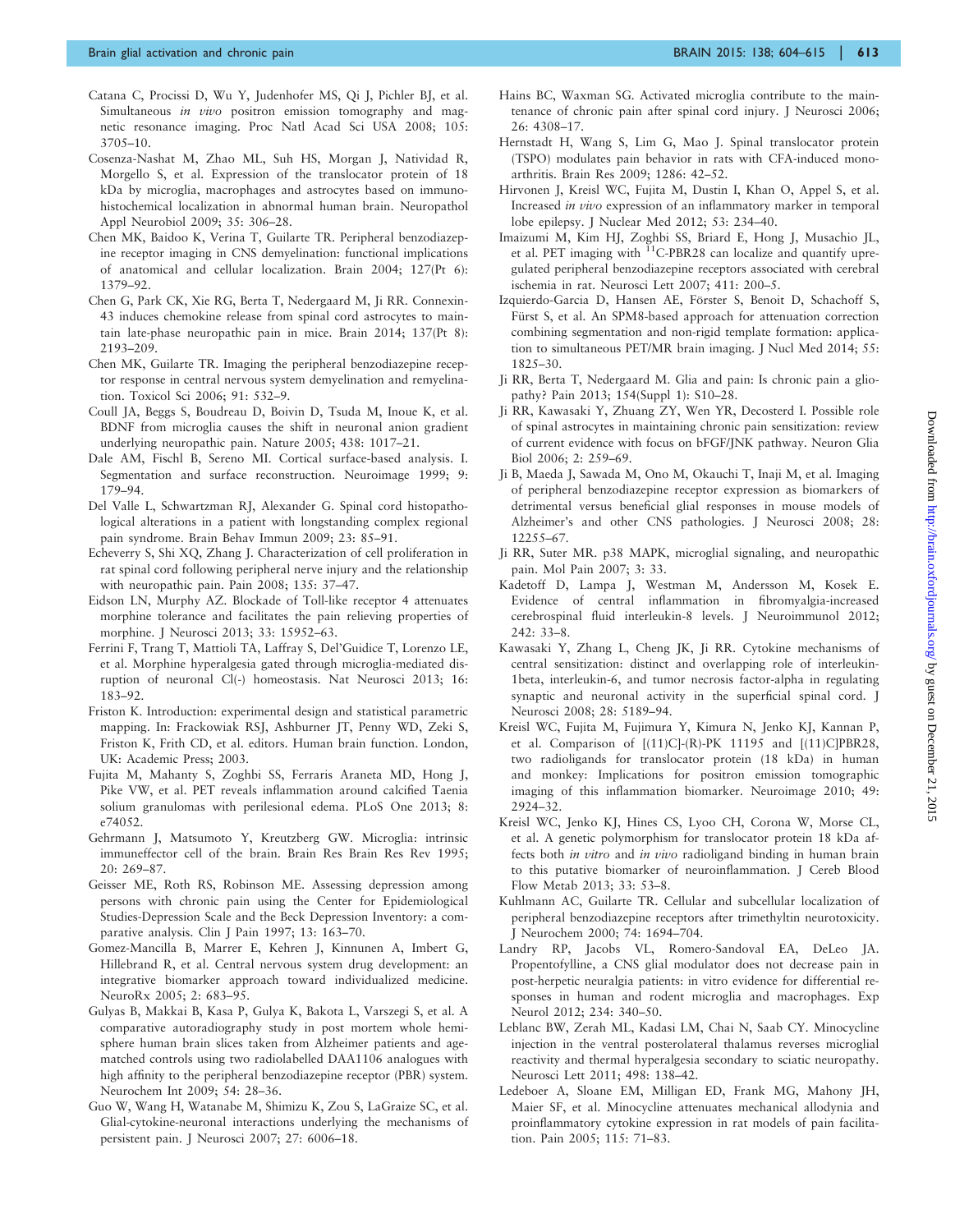Catana C, Procissi D, Wu Y, Judenhofer MS, Qi J, Pichler BJ, et al. Simultaneous *in vivo* positron emission tomography and magnetic resonance imaging. Proc Natl Acad Sci USA 2008; 105: 3705–10.

Cosenza-Nashat M, Zhao ML, Suh HS, Morgan J, Natividad R, Morgello S, et al. Expression of the translocator protein of 18 kDa by microglia, macrophages and astrocytes based on immunohistochemical localization in abnormal human brain. Neuropathol Appl Neurobiol 2009; 35: 306–28.

Chen MK, Baidoo K, Verina T, Guilarte TR. Peripheral benzodiazepine receptor imaging in CNS demyelination: functional implications of anatomical and cellular localization. Brain 2004; 127(Pt 6): 1379–92.

Chen G, Park CK, Xie RG, Berta T, Nedergaard M, Ji RR. Connexin-43 induces chemokine release from spinal cord astrocytes to maintain late-phase neuropathic pain in mice. Brain 2014; 137(Pt 8): 2193–209.

Chen MK, Guilarte TR. Imaging the peripheral benzodiazepine receptor response in central nervous system demyelination and remyelination. Toxicol Sci 2006; 91: 532–9.

Coull JA, Beggs S, Boudreau D, Boivin D, Tsuda M, Inoue K, et al. BDNF from microglia causes the shift in neuronal anion gradient underlying neuropathic pain. Nature 2005; 438: 1017–21.

Dale AM, Fischl B, Sereno MI. Cortical surface-based analysis. I. Segmentation and surface reconstruction. Neuroimage 1999; 9: 179–94.

Del Valle L, Schwartzman RJ, Alexander G. Spinal cord histopathological alterations in a patient with longstanding complex regional pain syndrome. Brain Behav Immun 2009; 23: 85–91.

Echeverry S, Shi XQ, Zhang J. Characterization of cell proliferation in rat spinal cord following peripheral nerve injury and the relationship with neuropathic pain. Pain 2008; 135: 37–47.

Eidson LN, Murphy AZ. Blockade of Toll-like receptor 4 attenuates morphine tolerance and facilitates the pain relieving properties of morphine. J Neurosci 2013; 33: 15952–63.

Ferrini F, Trang T, Mattioli TA, Laffray S, Del'Guidice T, Lorenzo LE, et al. Morphine hyperalgesia gated through microglia-mediated disruption of neuronal Cl(-) homeostasis. Nat Neurosci 2013; 16: 183–92.

Friston K. Introduction: experimental design and statistical parametric mapping. In: Frackowiak RSJ, Ashburner JT, Penny WD, Zeki S, Friston K, Frith CD, et al. editors. Human brain function. London, UK: Academic Press; 2003.

Fujita M, Mahanty S, Zoghbi SS, Ferraris Araneta MD, Hong J, Pike VW, et al. PET reveals inflammation around calcified Taenia solium granulomas with perilesional edema. PLoS One 2013; 8: e74052.

Gehrmann J, Matsumoto Y, Kreutzberg GW. Microglia: intrinsic immuneffector cell of the brain. Brain Res Brain Res Rev 1995; 20: 269–87.

Geisser ME, Roth RS, Robinson ME. Assessing depression among persons with chronic pain using the Center for Epidemiological Studies-Depression Scale and the Beck Depression Inventory: a comparative analysis. Clin J Pain 1997; 13: 163–70.

Gomez-Mancilla B, Marrer E, Kehren J, Kinnunen A, Imbert G, Hillebrand R, et al. Central nervous system drug development: an integrative biomarker approach toward individualized medicine. NeuroRx 2005; 2: 683–95.

Gulyas B, Makkai B, Kasa P, Gulya K, Bakota L, Varszegi S, et al. A comparative autoradiography study in post mortem whole hemisphere human brain slices taken from Alzheimer patients and age-matched controls using two radiolabelled DAA1106 analogues with high affinity to the peripheral benzodiazepine receptor (PBR) system. Neurochem Int 2009; 54: 28–36.

Guo W, Wang H, Watanabe M, Shimizu K, Zou S, LaGraize SC, et al. Glial-cytokine-neuronal interactions underlying the mechanisms of persistent pain. J Neurosci 2007; 27: 6006–18.

Hains BC, Waxman SG. Activated microglia contribute to the maintenance of chronic pain after spinal cord injury. J Neurosci 2006; 26: 4308–17.

Hernstadt H, Wang S, Lim G, Mao J. Spinal translocator protein (TSPO) modulates pain behavior in rats with CFA-induced monoarthritis. Brain Res 2009; 1286: 42–52.

Hirvonen J, Kreisl WC, Fujita M, Dustin I, Khan O, Appel S, et al. Increased *in vivo* expression of an inflammatory marker in temporal lobe epilepsy. J Nuclear Med 2012; 53: 234–40.

Imaizumi M, Kim HJ, Zoghbi SS, Briard E, Hong J, Musachio JL, et al. PET imaging with $^{11}$C-PBR28 can localize and quantify upregulated peripheral benzodiazepine receptors associated with cerebral ischemia in rat. Neurosci Lett 2007; 411: 200–5.

Izquierdo-Garcia D, Hansen AE, Förster S, Benoit D, Schachoff S, Fürst S, et al. An SPM8-based approach for attenuation correction combining segmentation and non-rigid template formation: application to simultaneous PET/MR brain imaging. J Nucl Med 2014; 55: 1825–30.

Ji RR, Berta T, Nedergaard M. Glia and pain: Is chronic pain a gliopathy? Pain 2013; 154(Suppl 1): S10–28.

Ji RR, Kawasaki Y, Zhuang ZY, Wen YR, Decosterd I. Possible role of spinal astrocytes in maintaining chronic pain sensitization: review of current evidence with focus on bFGF/JNK pathway. Neuron Glia Biol 2006; 2: 259–69.

Ji B, Maeda J, Sawada M, Ono M, Okauchi T, Inaji M, et al. Imaging of peripheral benzodiazepine receptor expression as biomarkers of detrimental versus beneficial glial responses in mouse models of Alzheimer's and other CNS pathologies. J Neurosci 2008; 28: 12255–67.

Ji RR, Suter MR. p38 MAPK, microglial signaling, and neuropathic pain. Mol Pain 2007; 3: 33.

Kadetoff D, Lampa J, Westman M, Andersson M, Kosek E. Evidence of central inflammation in fibromyalgia-increased cerebrospinal fluid interleukin-8 levels. J Neuroimmunol 2012; 242: 33–8.

Kawasaki Y, Zhang L, Cheng JK, Ji RR. Cytokine mechanisms of central sensitization: distinct and overlapping role of interleukin-1beta, interleukin-6, and tumor necrosis factor-alpha in regulating synaptic and neuronal activity in the superficial spinal cord. J Neurosci 2008; 28: 5189–94.

Kreisl WC, Fujita M, Fujimura Y, Kimura N, Jenko KJ, Kannan P, et al. Comparison of [(11)C]-(R)-PK 11195 and [(11)C]PBR28, two radioligands for translocator protein (18 kDa) in human and monkey: Implications for positron emission tomographic imaging of this inflammation biomarker. Neuroimage 2010; 49: 2924–32.

Kreisl WC, Jenko KJ, Hines CS, Lyoo CH, Corona W, Morse CL, et al. A genetic polymorphism for translocator protein 18 kDa affects both *in vitro* and *in vivo* radioligand binding in human brain to this putative biomarker of neuroinflammation. J Cereb Blood Flow Metab 2013; 33: 53–8.

Kuhlmann AC, Guilarte TR. Cellular and subcellular localization of peripheral benzodiazepine receptors after trimethyltin neurotoxicity. J Neurochem 2000; 74: 1694–704.

Landry RP, Jacobs VL, Romero-Sandoval EA, DeLeo JA. Propentofylline, a CNS glial modulator does not decrease pain in post-herpetic neuralgia patients: in vitro evidence for differential responses in human and rodent microglia and macrophages. Exp Neurol 2012; 234: 340–50.

Leblanc BW, Zerah ML, Kadasi LM, Chai N, Saab CY. Minocycline injection in the ventral posterolateral thalamus reverses microglial reactivity and thermal hyperalgesia secondary to sciatic neuropathy. Neurosci Lett 2011; 498: 138–42.

Ledeboer A, Sloane EM, Milligan ED, Frank MG, Mahony JH, Maier SF, et al. Minocycline attenuates mechanical allodynia and proinflammatory cytokine expression in rat models of pain facilitation. Pain 2005; 115: 71–83.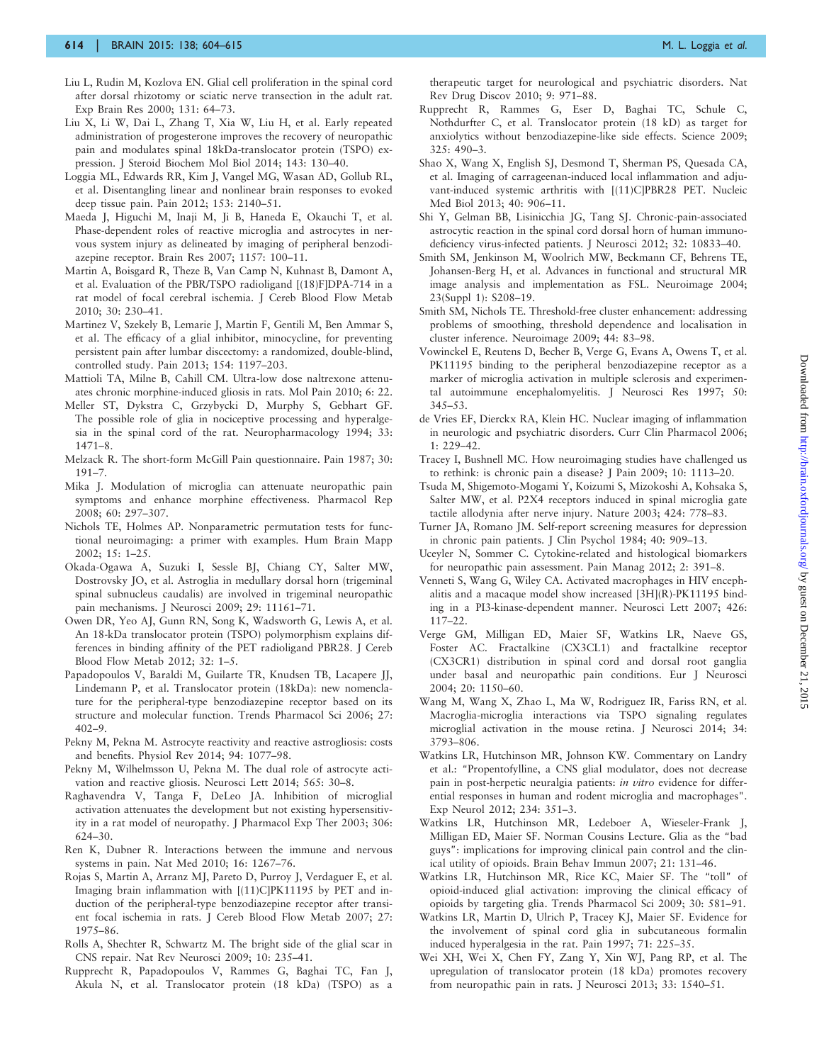Liu L, Rudin M, Kozlova EN. Glial cell proliferation in the spinal cord after dorsal rhizotomy or sciatic nerve transection in the adult rat. Exp Brain Res 2000; 131: 64–73.

Liu X, Li W, Dai L, Zhang T, Xia W, Liu H, et al. Early repeated administration of progesterone improves the recovery of neuropathic pain and modulates spinal 18kDa-translocator protein (TSPO) expression. J Steroid Biochem Mol Biol 2014; 143: 130–40.

Loggia ML, Edwards RR, Kim J, Vangel MG, Wasan AD, Gollub RL, et al. Disentangling linear and nonlinear brain responses to evoked deep tissue pain. Pain 2012; 153: 2140–51.

Maeda J, Higuchi M, Inaji M, Ji B, Haneda E, Okauchi T, et al. Phase-dependent roles of reactive microglia and astrocytes in nervous system injury as delineated by imaging of peripheral benzodiazepine receptor. Brain Res 2007; 1157: 100–11.

Martin A, Boisgard R, Theze B, Van Camp N, Kuhnast B, Damont A, et al. Evaluation of the PBR/TSPO radioligand [(18)F]DPA-714 in a rat model of focal cerebral ischemia. J Cereb Blood Flow Metab 2010; 30: 230–41.

Martinez V, Szekely B, Lemarie J, Martin F, Gentili M, Ben Ammar S, et al. The efficacy of a glial inhibitor, minocycline, for preventing persistent pain after lumbar discectomy: a randomized, double-blind, controlled study. Pain 2013; 154: 1197–203.

Mattioli TA, Milne B, Cahill CM. Ultra-low dose naltrexone attenuates chronic morphine-induced gliosis in rats. Mol Pain 2010; 6: 22.

Meller ST, Dykstra C, Grzybycki D, Murphy S, Gebhart GF. The possible role of glia in nociceptive processing and hyperalgesia in the spinal cord of the rat. Neuropharmacology 1994; 33: 1471–8.

Melzack R. The short-form McGill Pain questionnaire. Pain 1987; 30: 191–7.

Mika J. Modulation of microglia can attenuate neuropathic pain symptoms and enhance morphine effectiveness. Pharmacol Rep 2008; 60: 297–307.

Nichols TE, Holmes AP. Nonparametric permutation tests for functional neuroimaging: a primer with examples. Hum Brain Mapp 2002; 15: 1–25.

Okada-Ogawa A, Suzuki I, Sessle BJ, Chiang CY, Salter MW, Dostrovsky JO, et al. Astroglia in medullary dorsal horn (trigeminal spinal subnucleus caudalis) are involved in trigeminal neuropathic pain mechanisms. J Neurosci 2009; 29: 11161–71.

Owen DR, Yeo AJ, Gunn RN, Song K, Wadsworth G, Lewis A, et al. An 18-kDa translocator protein (TSPO) polymorphism explains differences in binding affinity of the PET radioligand PBR28. J Cereb Blood Flow Metab 2012; 32: 1–5.

Papadopoulos V, Baraldi M, Guilarte TR, Knudsen TB, Lacapere JJ, Lindemann P, et al. Translocator protein (18kDa): new nomenclature for the peripheral-type benzodiazepine receptor based on its structure and molecular function. Trends Pharmacol Sci 2006; 27: 402–9.

Pekny M, Pekna M. Astrocyte reactivity and reactive astrogliosis: costs and benefits. Physiol Rev 2014; 94: 1077–98.

Pekny M, Wilhelmsson U, Pekna M. The dual role of astrocyte activation and reactive gliosis. Neurosci Lett 2014; 565: 30–8.

Raghavendra V, Tanga F, DeLeo JA. Inhibition of microglial activation attenuates the development but not existing hypersensitivity in a rat model of neuropathy. J Pharmacol Exp Ther 2003; 306: 624–30.

Ren K, Dubner R. Interactions between the immune and nervous systems in pain. Nat Med 2010; 16: 1267–76.

Rojas S, Martin A, Arranz MJ, Pareto D, Purroy J, Verdaguer E, et al. Imaging brain inflammation with [(11)C]PK11195 by PET and induction of the peripheral-type benzodiazepine receptor after transient focal ischemia in rats. J Cereb Blood Flow Metab 2007; 27: 1975–86.

Rolls A, Shechter R, Schwartz M. The bright side of the glial scar in CNS repair. Nat Rev Neurosci 2009; 10: 235–41.

Rupprecht R, Papadopoulos V, Rammes G, Baghai TC, Fan J, Akula N, et al. Translocator protein (18 kDa) (TSPO) as a therapeutic target for neurological and psychiatric disorders. Nat Rev Drug Discov 2010; 9: 971–88.

Rupprecht R, Rammes G, Eser D, Baghai TC, Schule C, Nothdurfter C, et al. Translocator protein (18 kD) as target for anxiolytics without benzodiazepine-like side effects. Science 2009; 325: 490–3.

Shao X, Wang X, English SJ, Desmond T, Sherman PS, Quesada CA, et al. Imaging of carrageenan-induced local inflammation and adjuvant-induced systemic arthritis with [(11)C]PBR28 PET. Nucleic Med Biol 2013; 40: 906–11.

Shi Y, Gelman BB, Lisinicchia JG, Tang SJ. Chronic-pain-associated astrocytic reaction in the spinal cord dorsal horn of human immunodeficiency virus-infected patients. J Neurosci 2012; 32: 10833–40.

Smith SM, Jenkinson M, Woolrich MW, Beckmann CF, Behrens TE, Johansen-Berg H, et al. Advances in functional and structural MR image analysis and implementation as FSL. Neuroimage 2004; 23(Suppl 1): S208–19.

Smith SM, Nichols TE. Threshold-free cluster enhancement: addressing problems of smoothing, threshold dependence and localisation in cluster inference. Neuroimage 2009; 44: 83–98.

Vowinckel E, Reutens D, Becher B, Verge G, Evans A, Owens T, et al. PK11195 binding to the peripheral benzodiazepine receptor as a marker of microglia activation in multiple sclerosis and experimental autoimmune encephalomyelitis. J Neurosci Res 1997; 50: 345–53.

de Vries EF, Dierckx RA, Klein HC. Nuclear imaging of inflammation in neurologic and psychiatric disorders. Curr Clin Pharmacol 2006; 1: 229–42.

Tracey I, Bushnell MC. How neuroimaging studies have challenged us to rethink: is chronic pain a disease? J Pain 2009; 10: 1113–20.

Tsuda M, Shigemoto-Mogami Y, Koizumi S, Mizokoshi A, Kohsaka S, Salter MW, et al. P2X4 receptors induced in spinal microglia gate tactile allodynia after nerve injury. Nature 2003; 424: 778–83.

Turner JA, Romano JM. Self-report screening measures for depression in chronic pain patients. J Clin Psychol 1984; 40: 909–13.

Uceyler N, Sommer C. Cytokine-related and histological biomarkers for neuropathic pain assessment. Pain Manag 2012; 2: 391–8.

Venneti S, Wang G, Wiley CA. Activated macrophages in HIV encephalitis and a macaque model show increased [3H](R)-PK11195 binding in a PI3-kinase-dependent manner. Neurosci Lett 2007; 426: 117–22.

Verge GM, Milligan ED, Maier SF, Watkins LR, Naeve GS, Foster AC. Fractalkine (CX3CL1) and fractalkine receptor (CX3CR1) distribution in spinal cord and dorsal root ganglia under basal and neuropathic pain conditions. Eur J Neurosci 2004; 20: 1150–60.

Wang M, Wang X, Zhao L, Ma W, Rodriguez IR, Fariss RN, et al. Macroglia-microglia interactions via TSPO signaling regulates microglial activation in the mouse retina. J Neurosci 2014; 34: 3793–806.

Watkins LR, Hutchinson MR, Johnson KW. Commentary on Landry et al.: "Propentofylline, a CNS glial modulator, does not decrease pain in post-herpetic neuralgia patients: *in vitro* evidence for differential responses in human and rodent microglia and macrophages". Exp Neurol 2012; 234: 351–3.

Watkins LR, Hutchinson MR, Ledeboer A, Wieseler-Frank J, Milligan ED, Maier SF. Norman Cousins Lecture. Glia as the "bad guys": implications for improving clinical pain control and the clinical utility of opioids. Brain Behav Immun 2007; 21: 131–46.

Watkins LR, Hutchinson MR, Rice KC, Maier SF. The "toll" of opioid-induced glial activation: improving the clinical efficacy of opioids by targeting glia. Trends Pharmacol Sci 2009; 30: 581–91.

Watkins LR, Martin D, Ulrich P, Tracey KJ, Maier SF. Evidence for the involvement of spinal cord glia in subcutaneous formalin induced hyperalgesia in the rat. Pain 1997; 71: 225–35.

Wei XH, Wei X, Chen FY, Zang Y, Xin WJ, Pang RP, et al. The upregulation of translocator protein (18 kDa) promotes recovery from neuropathic pain in rats. J Neurosci 2013; 33: 1540–51.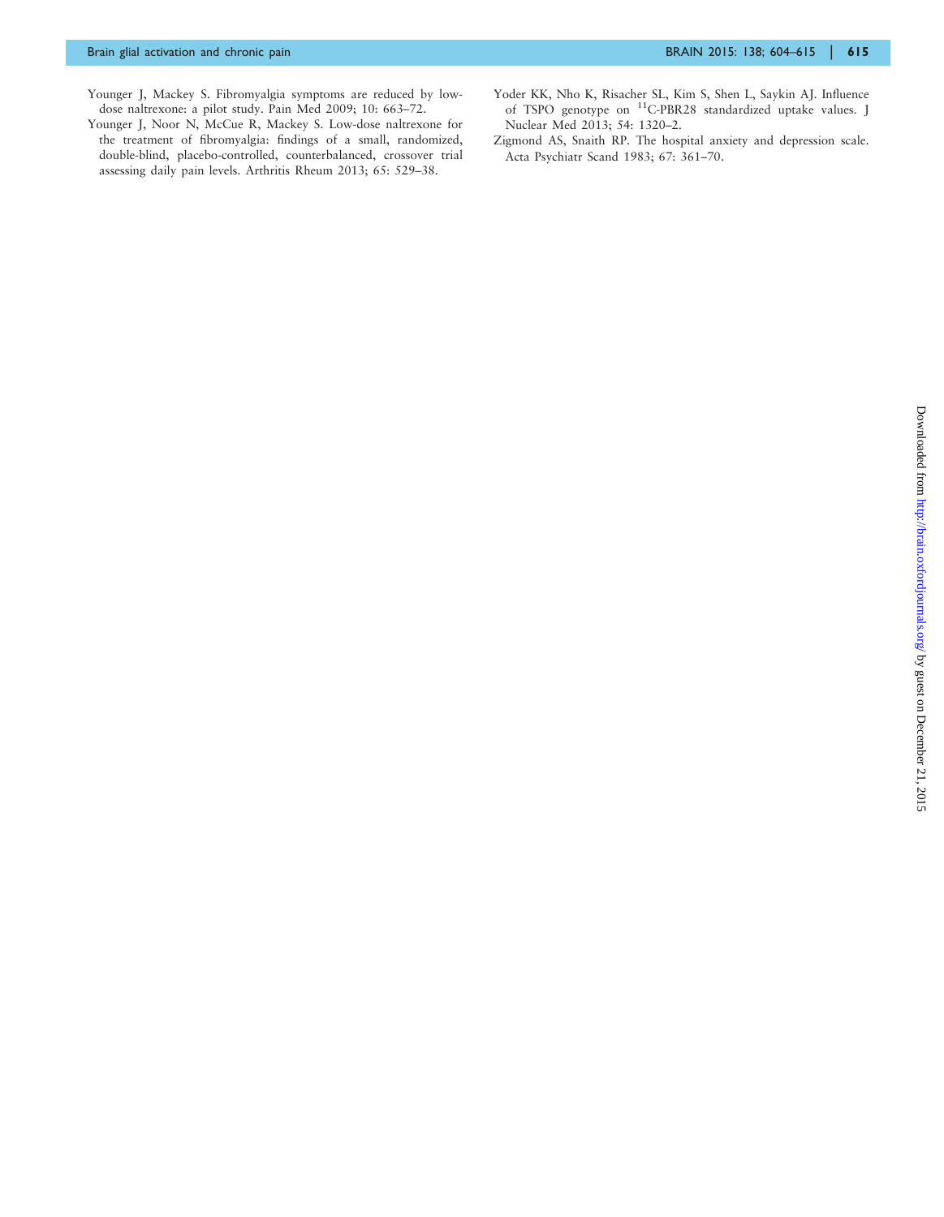Younger J, Mackey S. Fibromyalgia symptoms are reduced by low-dose naltrexone: a pilot study. Pain Med 2009; 10: 663–72.

Younger J, Noor N, McCue R, Mackey S. Low-dose naltrexone for the treatment of fibromyalgia: findings of a small, randomized, double-blind, placebo-controlled, counterbalanced, crossover trial assessing daily pain levels. Arthritis Rheum 2013; 65: 529–38.

Yoder KK, Nho K, Risacher SL, Kim S, Shen L, Saykin AJ. Influence of TSPO genotype on $^{11}$C-PBR28 standardized uptake values. J Nuclear Med 2013; 54: 1320–2.

Zigmond AS, Snaith RP. The hospital anxiety and depression scale. Acta Psychiatr Scand 1983; 67: 361–70.